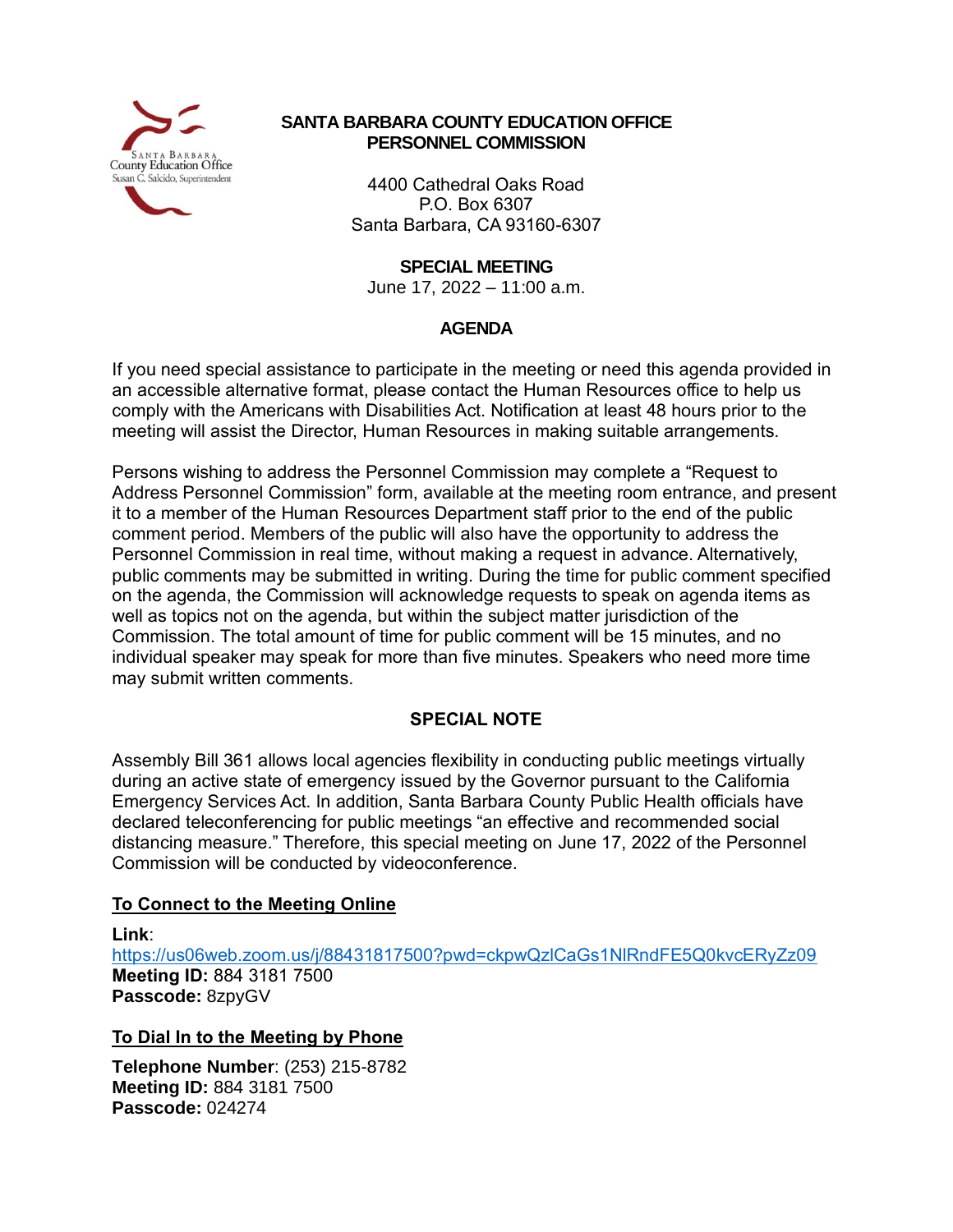# SANTA BARBARA COUNTY EDUCATION OFFICE
# PERSONNEL COMMISSION

4400 Cathedral Oaks Road
P.O. Box 6307
Santa Barbara, CA 93160-6307

## SPECIAL MEETING

June 17, 2022 – 11:00 a.m.

## AGENDA

If you need special assistance to participate in the meeting or need this agenda provided in an accessible alternative format, please contact the Human Resources office to help us comply with the Americans with Disabilities Act. Notification at least 48 hours prior to the meeting will assist the Director, Human Resources in making suitable arrangements.

Persons wishing to address the Personnel Commission may complete a "Request to Address Personnel Commission" form, available at the meeting room entrance, and present it to a member of the Human Resources Department staff prior to the end of the public comment period. Members of the public will also have the opportunity to address the Personnel Commission in real time, without making a request in advance. Alternatively, public comments may be submitted in writing. During the time for public comment specified on the agenda, the Commission will acknowledge requests to speak on agenda items as well as topics not on the agenda, but within the subject matter jurisdiction of the Commission. The total amount of time for public comment will be 15 minutes, and no individual speaker may speak for more than five minutes. Speakers who need more time may submit written comments.

## SPECIAL NOTE

Assembly Bill 361 allows local agencies flexibility in conducting public meetings virtually during an active state of emergency issued by the Governor pursuant to the California Emergency Services Act. In addition, Santa Barbara County Public Health officials have declared teleconferencing for public meetings "an effective and recommended social distancing measure." Therefore, this special meeting on June 17, 2022 of the Personnel Commission will be conducted by videoconference.

### To Connect to the Meeting Online

**Link**:
https://us06web.zoom.us/j/88431817500?pwd=ckpwQzlCaGs1NlRndFE5Q0kvcERyZz09
**Meeting ID:** 884 3181 7500
**Passcode:** 8zpyGV

### To Dial In to the Meeting by Phone

**Telephone Number**: (253) 215-8782
**Meeting ID:** 884 3181 7500
**Passcode:** 024274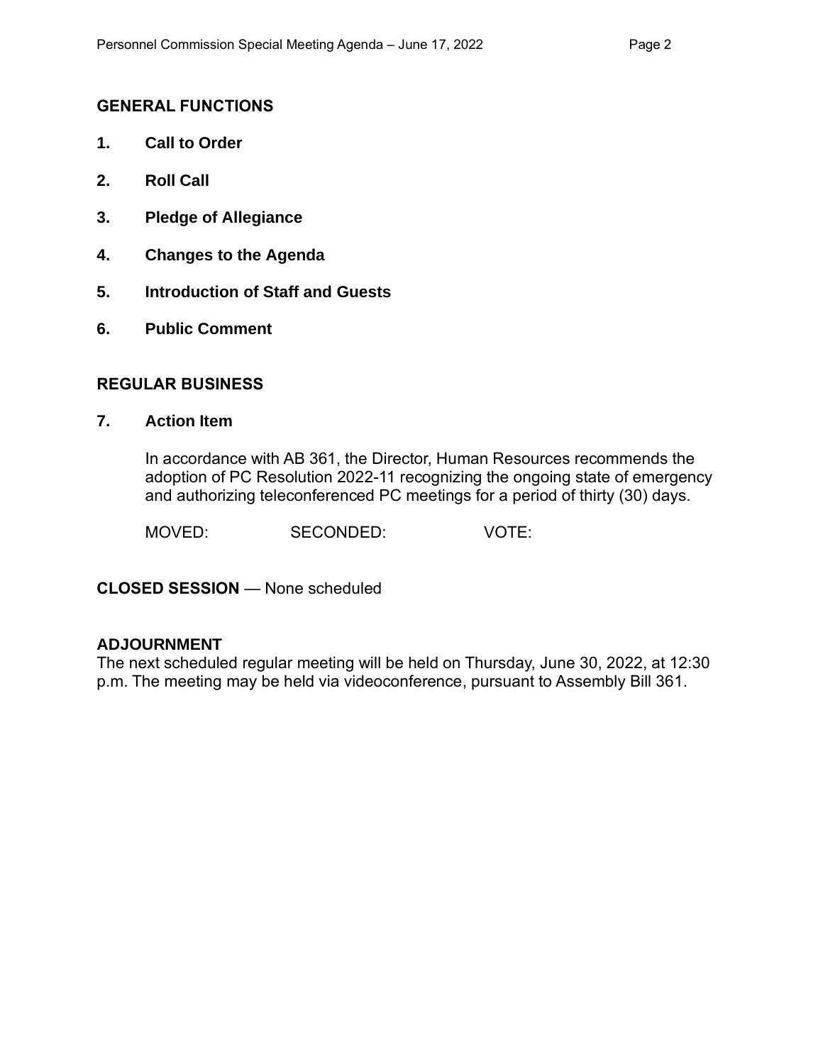## GENERAL FUNCTIONS

1. **Call to Order**

2. **Roll Call**

3. **Pledge of Allegiance**

4. **Changes to the Agenda**

5. **Introduction of Staff and Guests**

6. **Public Comment**

## REGULAR BUSINESS

7. **Action Item**

   In accordance with AB 361, the Director, Human Resources recommends the adoption of PC Resolution 2022-11 recognizing the ongoing state of emergency and authorizing teleconferenced PC meetings for a period of thirty (30) days.

   MOVED: SECONDED: VOTE:

**CLOSED SESSION** — None scheduled

## ADJOURNMENT

The next scheduled regular meeting will be held on Thursday, June 30, 2022, at 12:30 p.m. The meeting may be held via videoconference, pursuant to Assembly Bill 361.